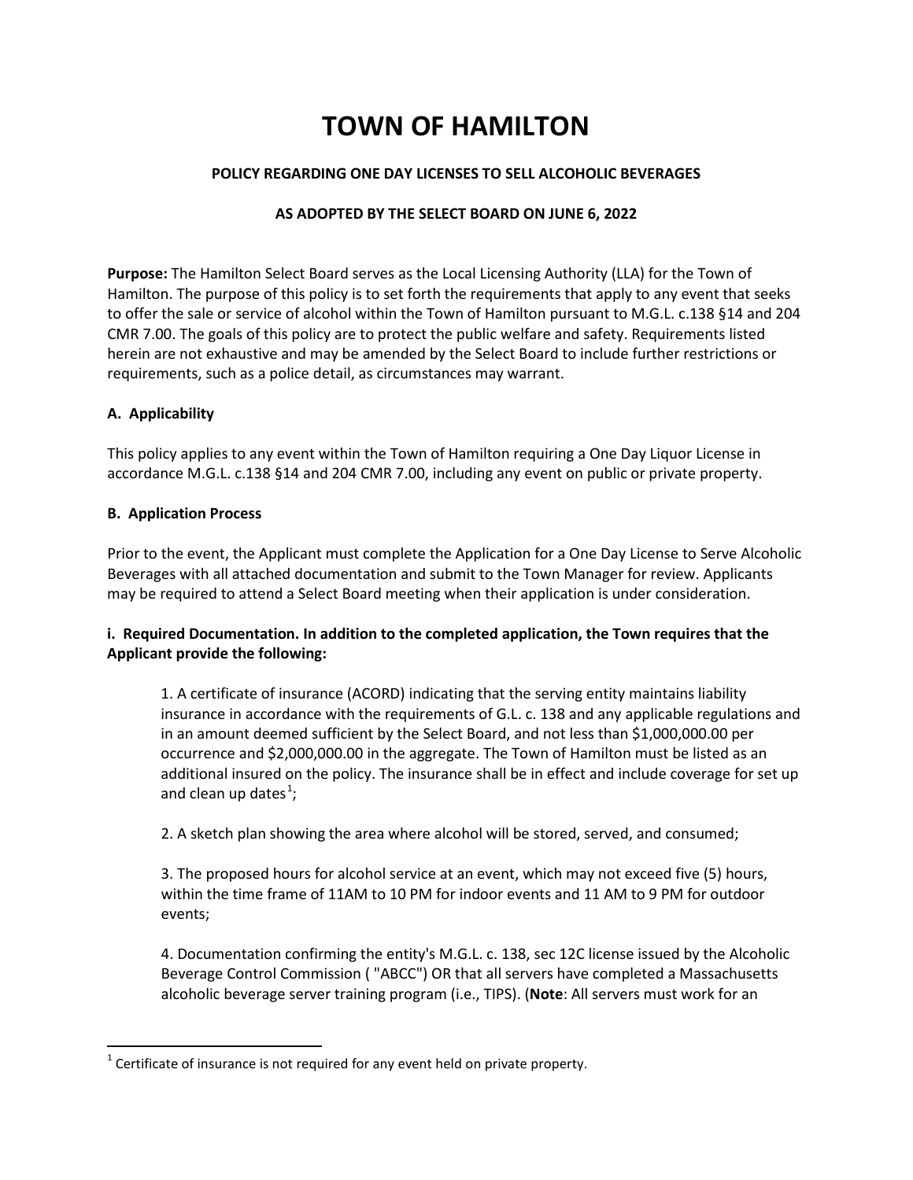# TOWN OF HAMILTON

**POLICY REGARDING ONE DAY LICENSES TO SELL ALCOHOLIC BEVERAGES**

**AS ADOPTED BY THE SELECT BOARD ON JUNE 6, 2022**

**Purpose:** The Hamilton Select Board serves as the Local Licensing Authority (LLA) for the Town of Hamilton. The purpose of this policy is to set forth the requirements that apply to any event that seeks to offer the sale or service of alcohol within the Town of Hamilton pursuant to M.G.L. c.138 §14 and 204 CMR 7.00. The goals of this policy are to protect the public welfare and safety. Requirements listed herein are not exhaustive and may be amended by the Select Board to include further restrictions or requirements, such as a police detail, as circumstances may warrant.

## A. Applicability

This policy applies to any event within the Town of Hamilton requiring a One Day Liquor License in accordance M.G.L. c.138 §14 and 204 CMR 7.00, including any event on public or private property.

## B. Application Process

Prior to the event, the Applicant must complete the Application for a One Day License to Serve Alcoholic Beverages with all attached documentation and submit to the Town Manager for review. Applicants may be required to attend a Select Board meeting when their application is under consideration.

**i. Required Documentation. In addition to the completed application, the Town requires that the Applicant provide the following:**

1. A certificate of insurance (ACORD) indicating that the serving entity maintains liability insurance in accordance with the requirements of G.L. c. 138 and any applicable regulations and in an amount deemed sufficient by the Select Board, and not less than $1,000,000.00 per occurrence and $2,000,000.00 in the aggregate. The Town of Hamilton must be listed as an additional insured on the policy. The insurance shall be in effect and include coverage for set up and clean up dates[1];

2. A sketch plan showing the area where alcohol will be stored, served, and consumed;

3. The proposed hours for alcohol service at an event, which may not exceed five (5) hours, within the time frame of 11AM to 10 PM for indoor events and 11 AM to 9 PM for outdoor events;

4. Documentation confirming the entity's M.G.L. c. 138, sec 12C license issued by the Alcoholic Beverage Control Commission ( "ABCC") OR that all servers have completed a Massachusetts alcoholic beverage server training program (i.e., TIPS). (**Note**: All servers must work for an

---

[1] Certificate of insurance is not required for any event held on private property.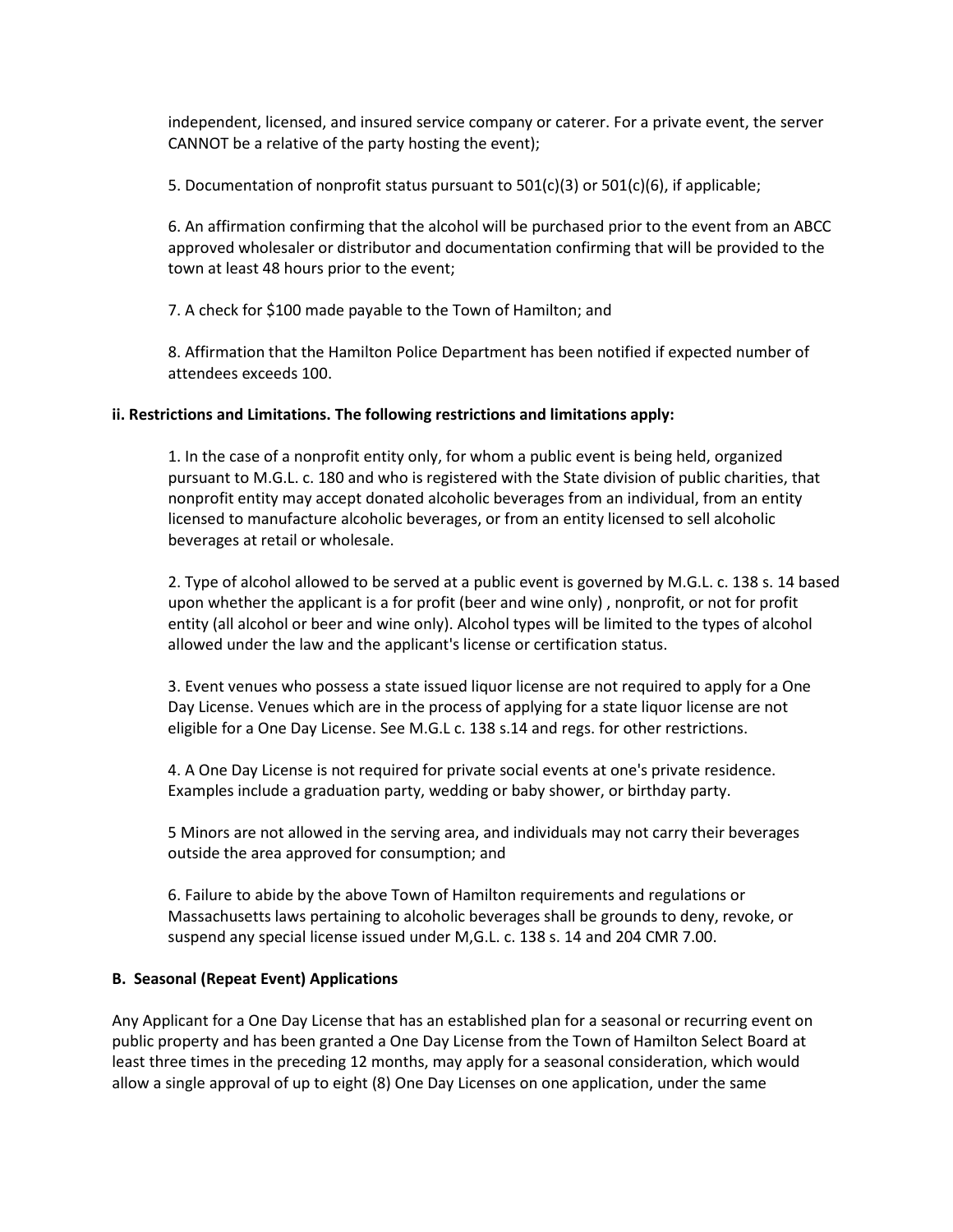independent, licensed, and insured service company or caterer. For a private event, the server CANNOT be a relative of the party hosting the event);

5. Documentation of nonprofit status pursuant to 501(c)(3) or 501(c)(6), if applicable;

6. An affirmation confirming that the alcohol will be purchased prior to the event from an ABCC approved wholesaler or distributor and documentation confirming that will be provided to the town at least 48 hours prior to the event;

7. A check for $100 made payable to the Town of Hamilton; and

8. Affirmation that the Hamilton Police Department has been notified if expected number of attendees exceeds 100.

**ii. Restrictions and Limitations. The following restrictions and limitations apply:**

1. In the case of a nonprofit entity only, for whom a public event is being held, organized pursuant to M.G.L. c. 180 and who is registered with the State division of public charities, that nonprofit entity may accept donated alcoholic beverages from an individual, from an entity licensed to manufacture alcoholic beverages, or from an entity licensed to sell alcoholic beverages at retail or wholesale.

2. Type of alcohol allowed to be served at a public event is governed by M.G.L. c. 138 s. 14 based upon whether the applicant is a for profit (beer and wine only) , nonprofit, or not for profit entity (all alcohol or beer and wine only). Alcohol types will be limited to the types of alcohol allowed under the law and the applicant's license or certification status.

3. Event venues who possess a state issued liquor license are not required to apply for a One Day License. Venues which are in the process of applying for a state liquor license are not eligible for a One Day License. See M.G.L c. 138 s.14 and regs. for other restrictions.

4. A One Day License is not required for private social events at one's private residence. Examples include a graduation party, wedding or baby shower, or birthday party.

5 Minors are not allowed in the serving area, and individuals may not carry their beverages outside the area approved for consumption; and

6. Failure to abide by the above Town of Hamilton requirements and regulations or Massachusetts laws pertaining to alcoholic beverages shall be grounds to deny, revoke, or suspend any special license issued under M,G.L. c. 138 s. 14 and 204 CMR 7.00.

**B. Seasonal (Repeat Event) Applications**

Any Applicant for a One Day License that has an established plan for a seasonal or recurring event on public property and has been granted a One Day License from the Town of Hamilton Select Board at least three times in the preceding 12 months, may apply for a seasonal consideration, which would allow a single approval of up to eight (8) One Day Licenses on one application, under the same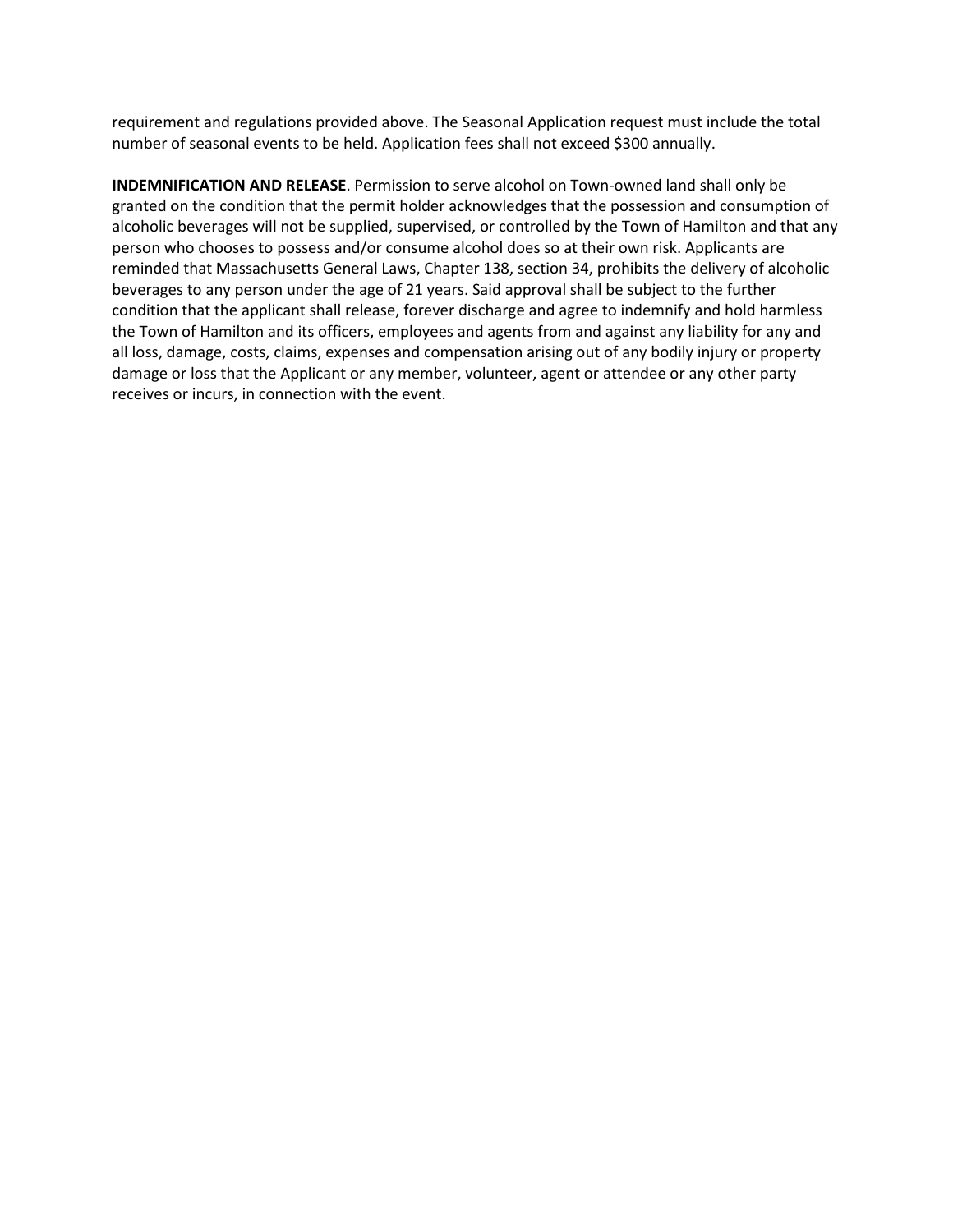requirement and regulations provided above. The Seasonal Application request must include the total number of seasonal events to be held. Application fees shall not exceed $300 annually.

**INDEMNIFICATION AND RELEASE**. Permission to serve alcohol on Town-owned land shall only be granted on the condition that the permit holder acknowledges that the possession and consumption of alcoholic beverages will not be supplied, supervised, or controlled by the Town of Hamilton and that any person who chooses to possess and/or consume alcohol does so at their own risk. Applicants are reminded that Massachusetts General Laws, Chapter 138, section 34, prohibits the delivery of alcoholic beverages to any person under the age of 21 years. Said approval shall be subject to the further condition that the applicant shall release, forever discharge and agree to indemnify and hold harmless the Town of Hamilton and its officers, employees and agents from and against any liability for any and all loss, damage, costs, claims, expenses and compensation arising out of any bodily injury or property damage or loss that the Applicant or any member, volunteer, agent or attendee or any other party receives or incurs, in connection with the event.